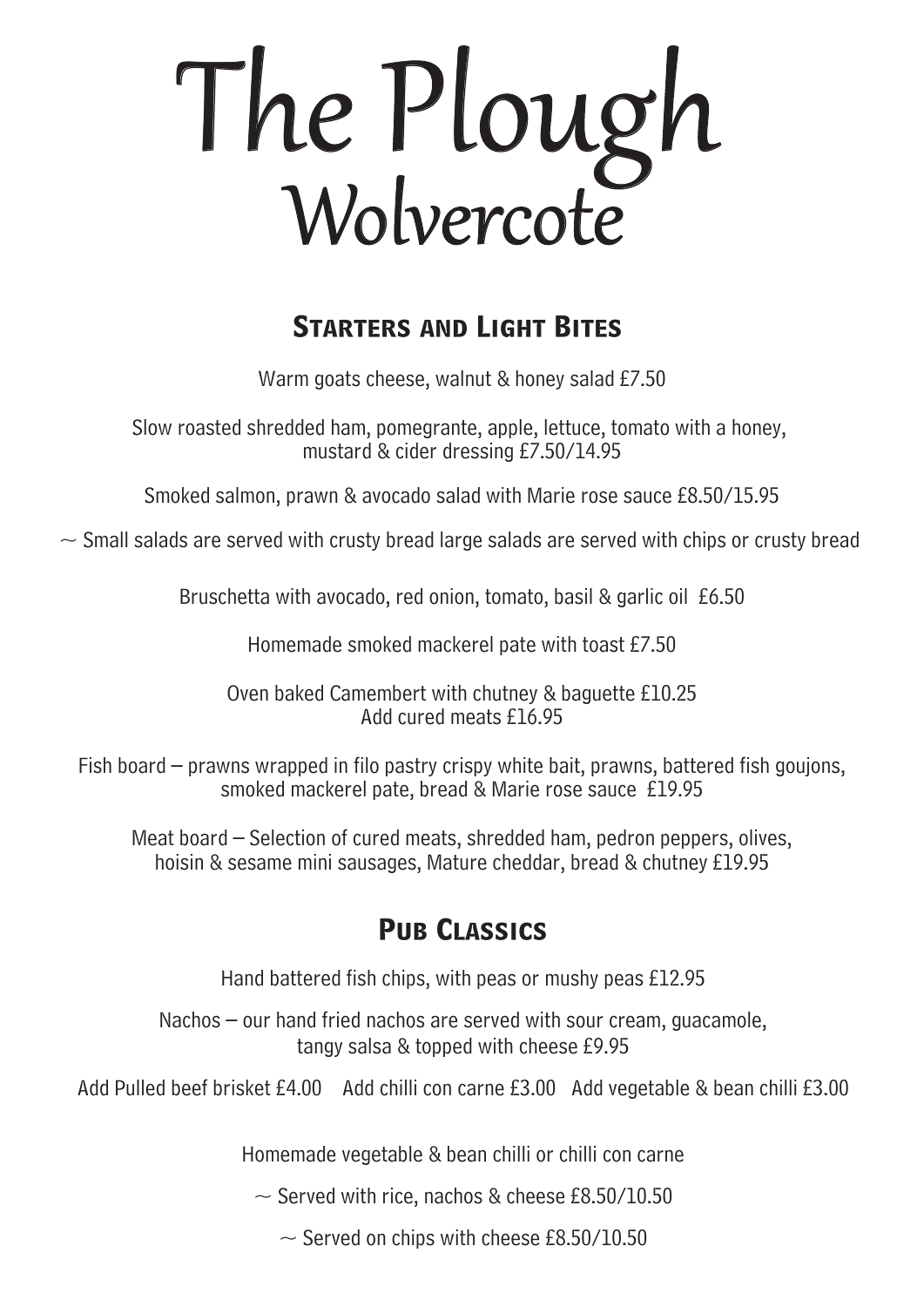# The Plough
## Wolvercote

### Starters and Light Bites

Warm goats cheese, walnut & honey salad £7.50

Slow roasted shredded ham, pomegrante, apple, lettuce, tomato with a honey, mustard & cider dressing £7.50/14.95

Smoked salmon, prawn & avocado salad with Marie rose sauce £8.50/15.95

~ Small salads are served with crusty bread large salads are served with chips or crusty bread

Bruschetta with avocado, red onion, tomato, basil & garlic oil £6.50

Homemade smoked mackerel pate with toast £7.50

Oven baked Camembert with chutney & baguette £10.25
Add cured meats £16.95

Fish board – prawns wrapped in filo pastry crispy white bait, prawns, battered fish goujons, smoked mackerel pate, bread & Marie rose sauce £19.95

Meat board – Selection of cured meats, shredded ham, pedron peppers, olives, hoisin & sesame mini sausages, Mature cheddar, bread & chutney £19.95

### Pub Classics

Hand battered fish chips, with peas or mushy peas £12.95

Nachos – our hand fried nachos are served with sour cream, guacamole, tangy salsa & topped with cheese £9.95

Add Pulled beef brisket £4.00 Add chilli con carne £3.00 Add vegetable & bean chilli £3.00

Homemade vegetable & bean chilli or chilli con carne

~ Served with rice, nachos & cheese £8.50/10.50

~ Served on chips with cheese £8.50/10.50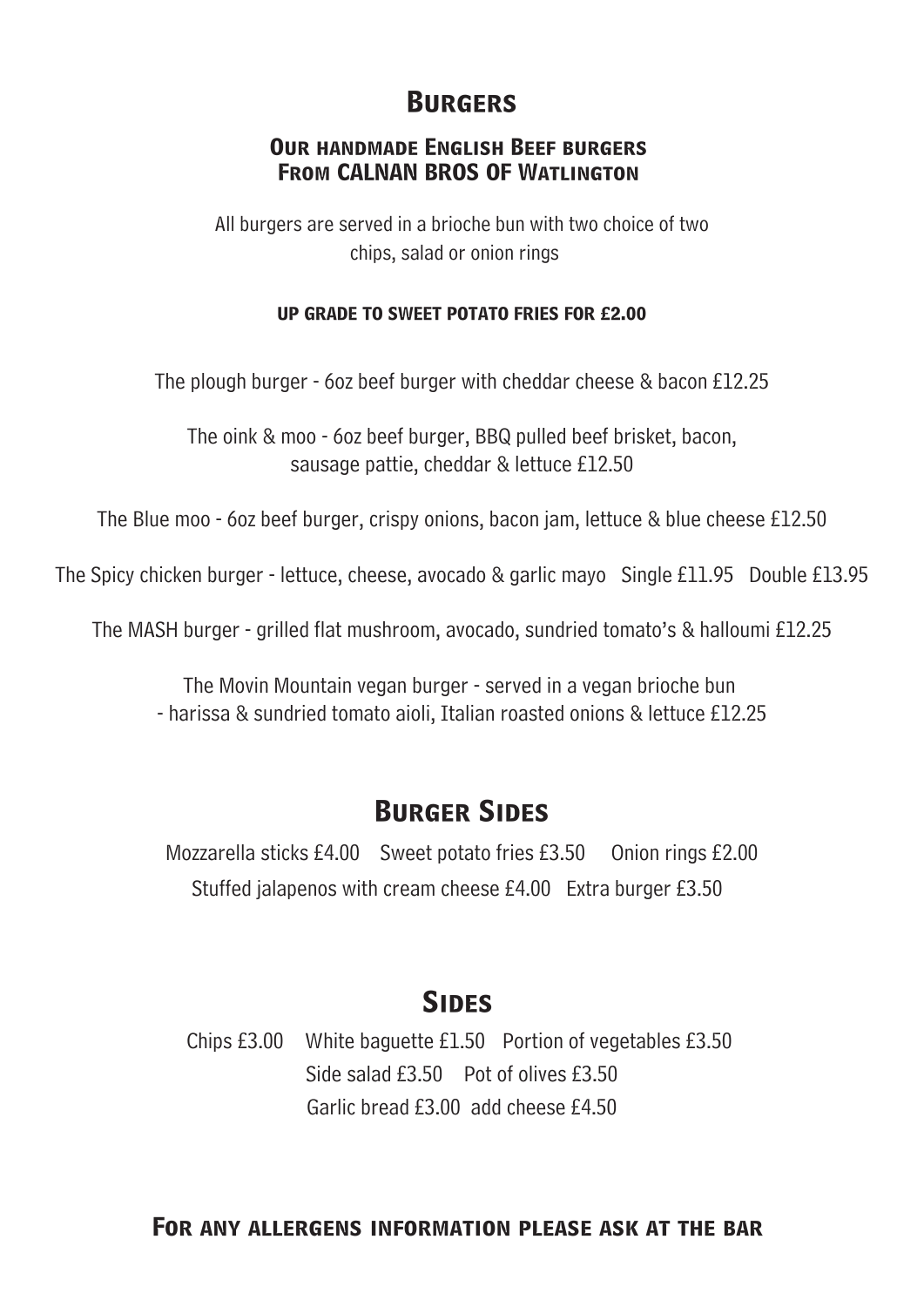# Burgers

### Our handmade English Beef burgers
### From CALNAN BROS OF Watlington

All burgers are served in a brioche bun with two choice of two
chips, salad or onion rings

**UP GRADE TO SWEET POTATO FRIES FOR £2.00**

The plough burger - 6oz beef burger with cheddar cheese & bacon £12.25

The oink & moo - 6oz beef burger, BBQ pulled beef brisket, bacon,
sausage pattie, cheddar & lettuce £12.50

The Blue moo - 6oz beef burger, crispy onions, bacon jam, lettuce & blue cheese £12.50

The Spicy chicken burger - lettuce, cheese, avocado & garlic mayo  Single £11.95  Double £13.95

The MASH burger - grilled flat mushroom, avocado, sundried tomato's & halloumi £12.25

The Movin Mountain vegan burger - served in a vegan brioche bun
- harissa & sundried tomato aioli, Italian roasted onions & lettuce £12.25

# Burger Sides

Mozzarella sticks £4.00  Sweet potato fries £3.50  Onion rings £2.00
Stuffed jalapenos with cream cheese £4.00  Extra burger £3.50

# Sides

Chips £3.00  White baguette £1.50  Portion of vegetables £3.50
Side salad £3.50  Pot of olives £3.50
Garlic bread £3.00  add cheese £4.50

**For any allergens information please ask at the bar**